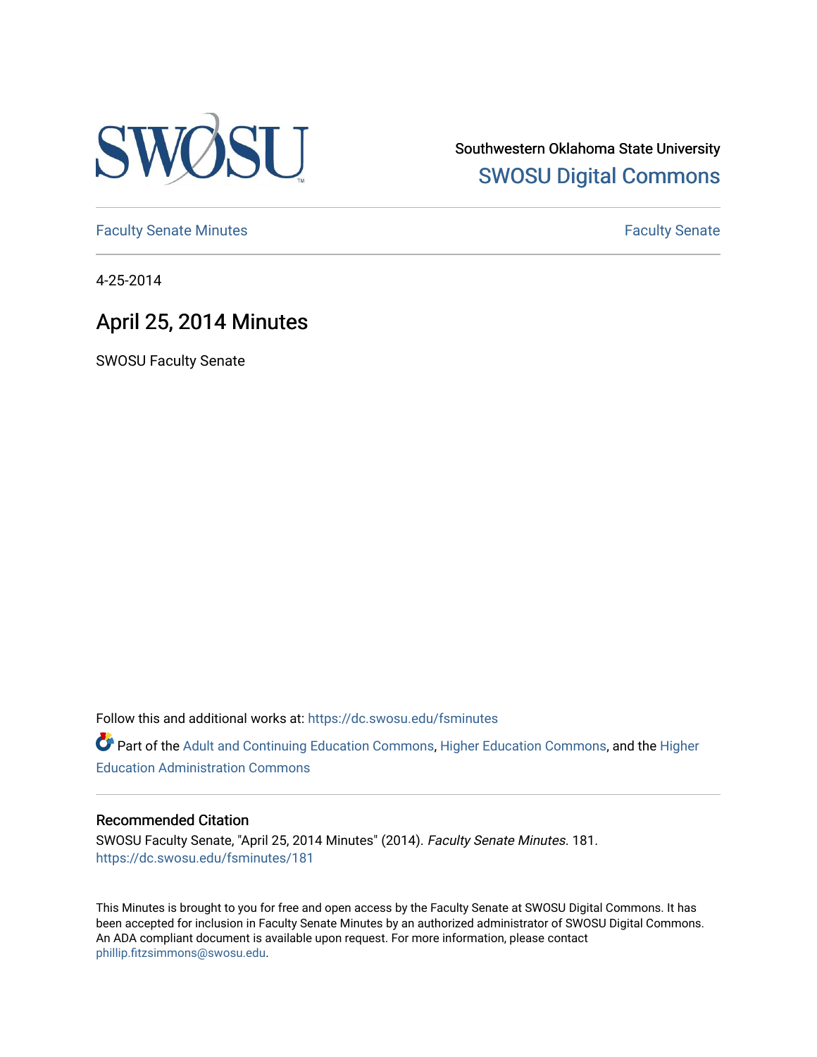Southwestern Oklahoma State University

SWOSU Digital Commons

Faculty Senate Minutes

Faculty Senate

4-25-2014

# April 25, 2014 Minutes

SWOSU Faculty Senate

Follow this and additional works at: https://dc.swosu.edu/fsminutes

Part of the Adult and Continuing Education Commons, Higher Education Commons, and the Higher Education Administration Commons

### Recommended Citation

SWOSU Faculty Senate, "April 25, 2014 Minutes" (2014). *Faculty Senate Minutes*. 181.
https://dc.swosu.edu/fsminutes/181

This Minutes is brought to you for free and open access by the Faculty Senate at SWOSU Digital Commons. It has been accepted for inclusion in Faculty Senate Minutes by an authorized administrator of SWOSU Digital Commons. An ADA compliant document is available upon request. For more information, please contact phillip.fitzsimmons@swosu.edu.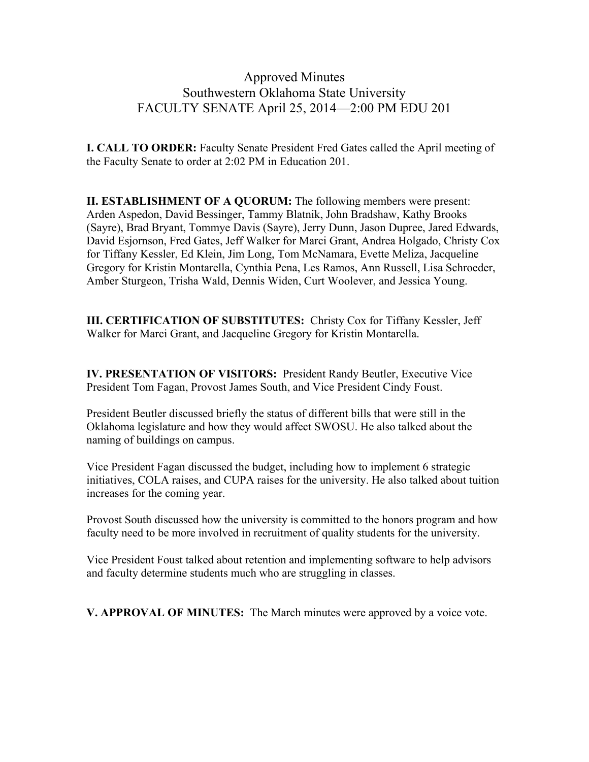# Approved Minutes
## Southwestern Oklahoma State University
## FACULTY SENATE April 25, 2014—2:00 PM EDU 201

**I. CALL TO ORDER:** Faculty Senate President Fred Gates called the April meeting of the Faculty Senate to order at 2:02 PM in Education 201.

**II. ESTABLISHMENT OF A QUORUM:** The following members were present: Arden Aspedon, David Bessinger, Tammy Blatnik, John Bradshaw, Kathy Brooks (Sayre), Brad Bryant, Tommye Davis (Sayre), Jerry Dunn, Jason Dupree, Jared Edwards, David Esjornson, Fred Gates, Jeff Walker for Marci Grant, Andrea Holgado, Christy Cox for Tiffany Kessler, Ed Klein, Jim Long, Tom McNamara, Evette Meliza, Jacqueline Gregory for Kristin Montarella, Cynthia Pena, Les Ramos, Ann Russell, Lisa Schroeder, Amber Sturgeon, Trisha Wald, Dennis Widen, Curt Woolever, and Jessica Young.

**III. CERTIFICATION OF SUBSTITUTES:** Christy Cox for Tiffany Kessler, Jeff Walker for Marci Grant, and Jacqueline Gregory for Kristin Montarella.

**IV. PRESENTATION OF VISITORS:** President Randy Beutler, Executive Vice President Tom Fagan, Provost James South, and Vice President Cindy Foust.

President Beutler discussed briefly the status of different bills that were still in the Oklahoma legislature and how they would affect SWOSU. He also talked about the naming of buildings on campus.

Vice President Fagan discussed the budget, including how to implement 6 strategic initiatives, COLA raises, and CUPA raises for the university. He also talked about tuition increases for the coming year.

Provost South discussed how the university is committed to the honors program and how faculty need to be more involved in recruitment of quality students for the university.

Vice President Foust talked about retention and implementing software to help advisors and faculty determine students much who are struggling in classes.

**V. APPROVAL OF MINUTES:** The March minutes were approved by a voice vote.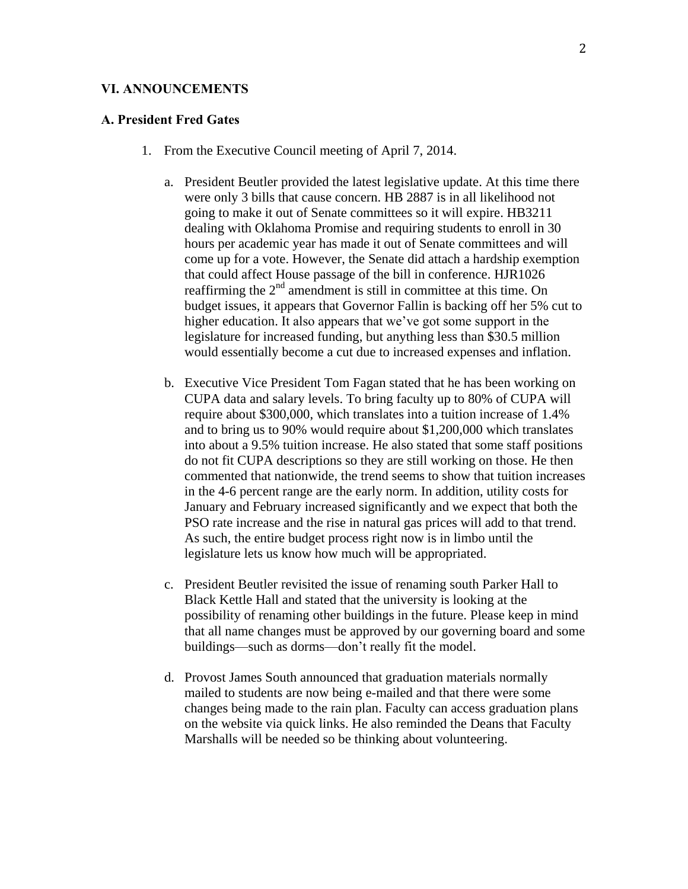## VI. ANNOUNCEMENTS

### A. President Fred Gates

1. From the Executive Council meeting of April 7, 2014.

   a. President Beutler provided the latest legislative update. At this time there were only 3 bills that cause concern. HB 2887 is in all likelihood not going to make it out of Senate committees so it will expire. HB3211 dealing with Oklahoma Promise and requiring students to enroll in 30 hours per academic year has made it out of Senate committees and will come up for a vote. However, the Senate did attach a hardship exemption that could affect House passage of the bill in conference. HJR1026 reaffirming the 2nd amendment is still in committee at this time. On budget issues, it appears that Governor Fallin is backing off her 5% cut to higher education. It also appears that we've got some support in the legislature for increased funding, but anything less than $30.5 million would essentially become a cut due to increased expenses and inflation.

   b. Executive Vice President Tom Fagan stated that he has been working on CUPA data and salary levels. To bring faculty up to 80% of CUPA will require about $300,000, which translates into a tuition increase of 1.4% and to bring us to 90% would require about $1,200,000 which translates into about a 9.5% tuition increase. He also stated that some staff positions do not fit CUPA descriptions so they are still working on those. He then commented that nationwide, the trend seems to show that tuition increases in the 4-6 percent range are the early norm. In addition, utility costs for January and February increased significantly and we expect that both the PSO rate increase and the rise in natural gas prices will add to that trend. As such, the entire budget process right now is in limbo until the legislature lets us know how much will be appropriated.

   c. President Beutler revisited the issue of renaming south Parker Hall to Black Kettle Hall and stated that the university is looking at the possibility of renaming other buildings in the future. Please keep in mind that all name changes must be approved by our governing board and some buildings—such as dorms—don't really fit the model.

   d. Provost James South announced that graduation materials normally mailed to students are now being e-mailed and that there were some changes being made to the rain plan. Faculty can access graduation plans on the website via quick links. He also reminded the Deans that Faculty Marshalls will be needed so be thinking about volunteering.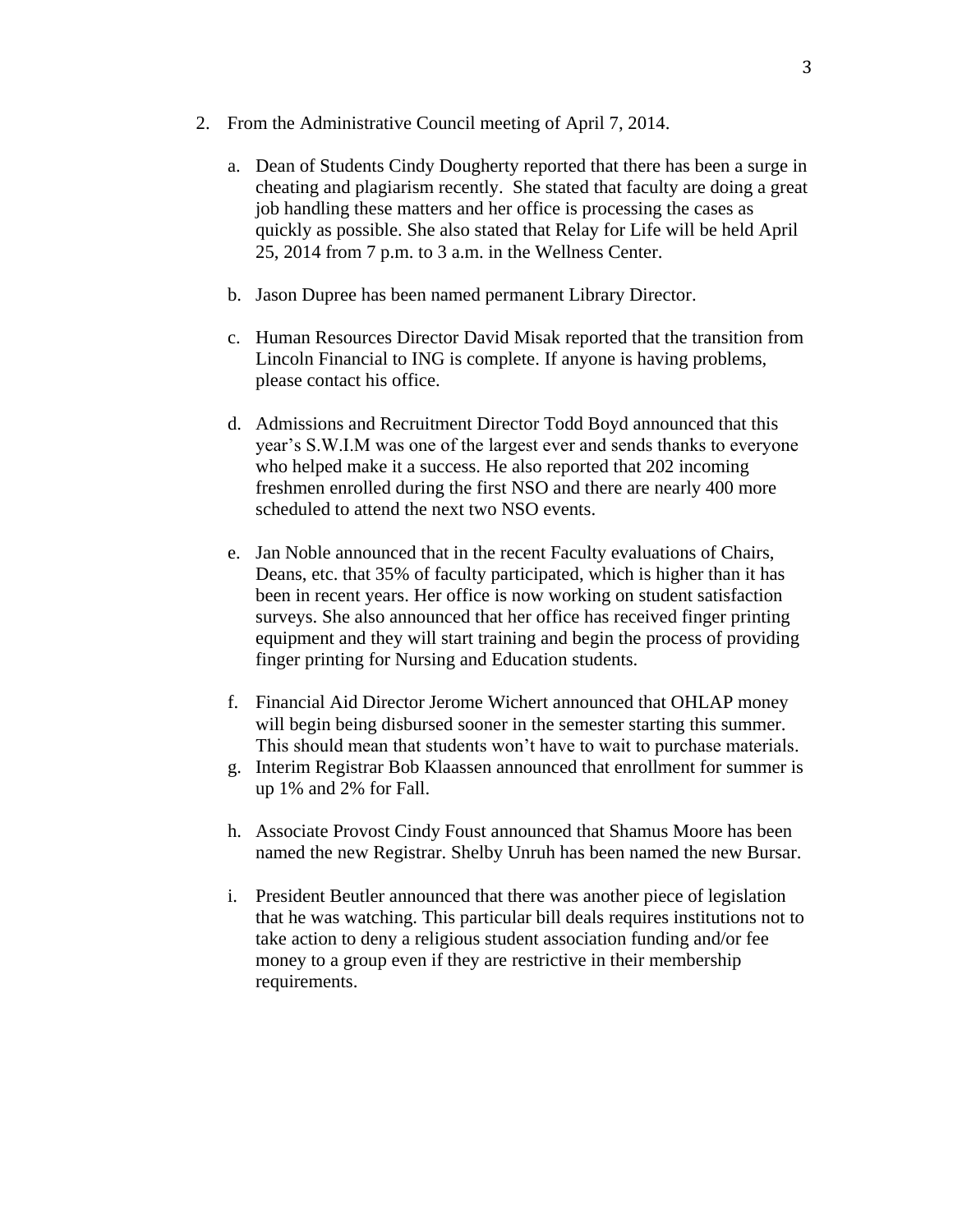2. From the Administrative Council meeting of April 7, 2014.

    a. Dean of Students Cindy Dougherty reported that there has been a surge in cheating and plagiarism recently. She stated that faculty are doing a great job handling these matters and her office is processing the cases as quickly as possible. She also stated that Relay for Life will be held April 25, 2014 from 7 p.m. to 3 a.m. in the Wellness Center.

    b. Jason Dupree has been named permanent Library Director.

    c. Human Resources Director David Misak reported that the transition from Lincoln Financial to ING is complete. If anyone is having problems, please contact his office.

    d. Admissions and Recruitment Director Todd Boyd announced that this year's S.W.I.M was one of the largest ever and sends thanks to everyone who helped make it a success. He also reported that 202 incoming freshmen enrolled during the first NSO and there are nearly 400 more scheduled to attend the next two NSO events.

    e. Jan Noble announced that in the recent Faculty evaluations of Chairs, Deans, etc. that 35% of faculty participated, which is higher than it has been in recent years. Her office is now working on student satisfaction surveys. She also announced that her office has received finger printing equipment and they will start training and begin the process of providing finger printing for Nursing and Education students.

    f. Financial Aid Director Jerome Wichert announced that OHLAP money will begin being disbursed sooner in the semester starting this summer. This should mean that students won't have to wait to purchase materials.

    g. Interim Registrar Bob Klaassen announced that enrollment for summer is up 1% and 2% for Fall.

    h. Associate Provost Cindy Foust announced that Shamus Moore has been named the new Registrar. Shelby Unruh has been named the new Bursar.

    i. President Beutler announced that there was another piece of legislation that he was watching. This particular bill deals requires institutions not to take action to deny a religious student association funding and/or fee money to a group even if they are restrictive in their membership requirements.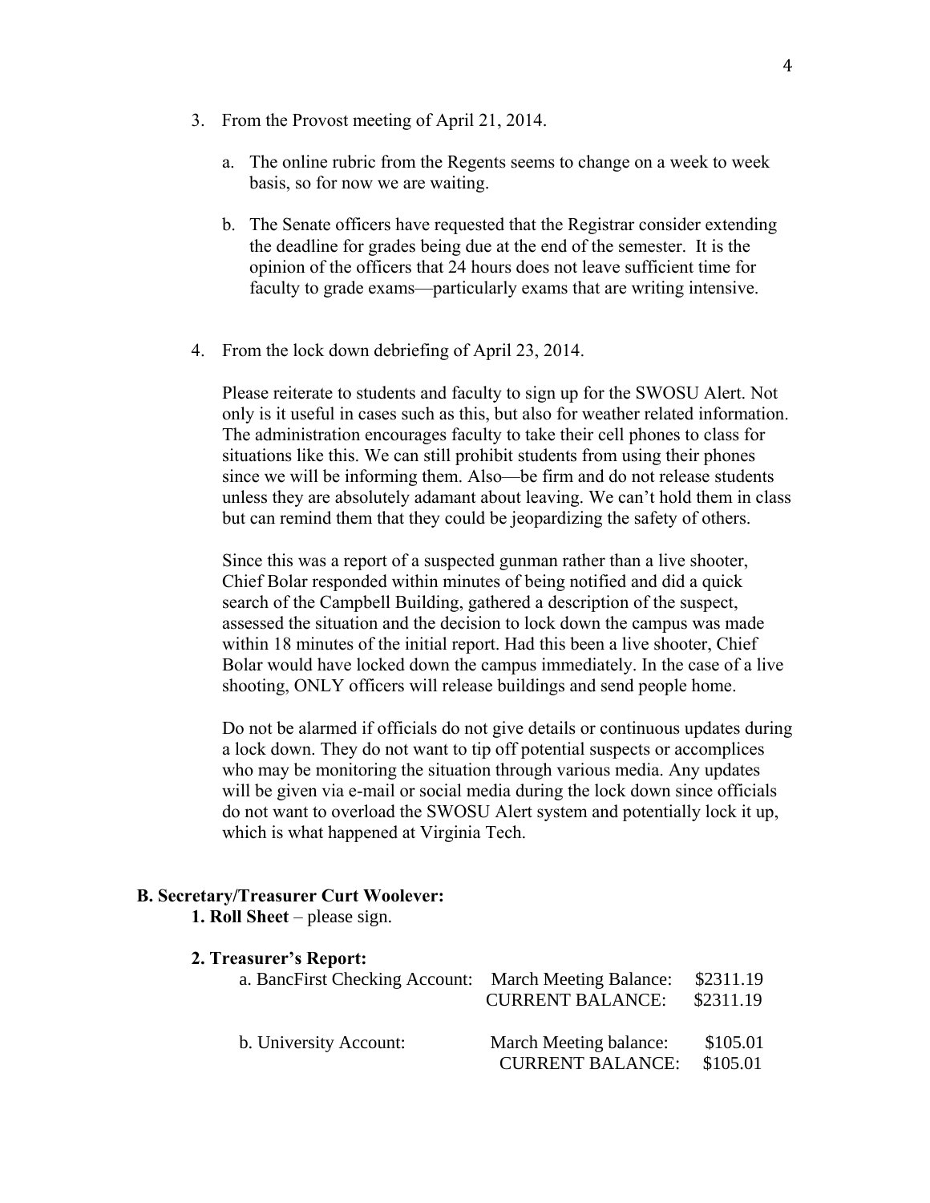3. From the Provost meeting of April 21, 2014.

   a. The online rubric from the Regents seems to change on a week to week basis, so for now we are waiting.

   b. The Senate officers have requested that the Registrar consider extending the deadline for grades being due at the end of the semester. It is the opinion of the officers that 24 hours does not leave sufficient time for faculty to grade exams—particularly exams that are writing intensive.

4. From the lock down debriefing of April 23, 2014.

   Please reiterate to students and faculty to sign up for the SWOSU Alert. Not only is it useful in cases such as this, but also for weather related information. The administration encourages faculty to take their cell phones to class for situations like this. We can still prohibit students from using their phones since we will be informing them. Also—be firm and do not release students unless they are absolutely adamant about leaving. We can't hold them in class but can remind them that they could be jeopardizing the safety of others.

   Since this was a report of a suspected gunman rather than a live shooter, Chief Bolar responded within minutes of being notified and did a quick search of the Campbell Building, gathered a description of the suspect, assessed the situation and the decision to lock down the campus was made within 18 minutes of the initial report. Had this been a live shooter, Chief Bolar would have locked down the campus immediately. In the case of a live shooting, ONLY officers will release buildings and send people home.

   Do not be alarmed if officials do not give details or continuous updates during a lock down. They do not want to tip off potential suspects or accomplices who may be monitoring the situation through various media. Any updates will be given via e-mail or social media during the lock down since officials do not want to overload the SWOSU Alert system and potentially lock it up, which is what happened at Virginia Tech.

**B. Secretary/Treasurer Curt Woolever:**

**1. Roll Sheet** – please sign.

**2. Treasurer's Report:**

| | | |
|---|---|---|
| a. BancFirst Checking Account: | March Meeting Balance: | \$2311.19 |
| | CURRENT BALANCE: | \$2311.19 |
| b. University Account: | March Meeting balance: | \$105.01 |
| | CURRENT BALANCE: | \$105.01 |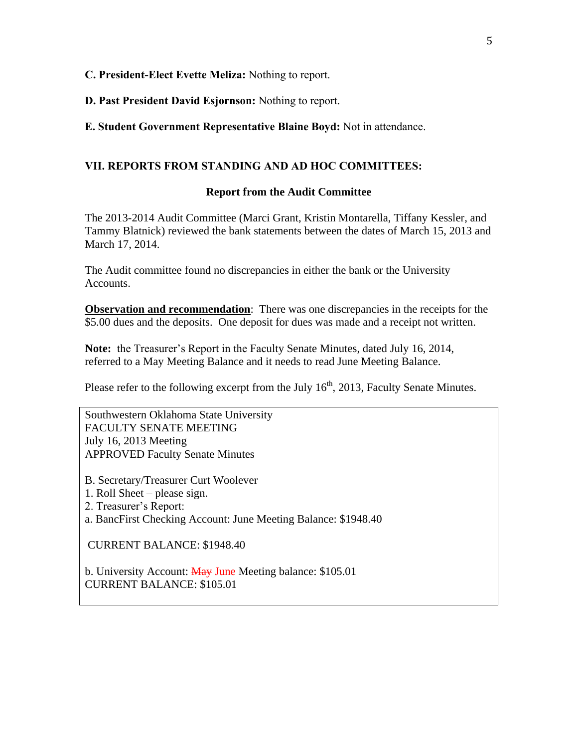**C. President-Elect Evette Meliza:** Nothing to report.

**D. Past President David Esjornson:** Nothing to report.

**E. Student Government Representative Blaine Boyd:** Not in attendance.

## VII. REPORTS FROM STANDING AND AD HOC COMMITTEES:

### Report from the Audit Committee

The 2013-2014 Audit Committee (Marci Grant, Kristin Montarella, Tiffany Kessler, and Tammy Blatnick) reviewed the bank statements between the dates of March 15, 2013 and March 17, 2014.

The Audit committee found no discrepancies in either the bank or the University Accounts.

**<u>Observation and recommendation</u>**: There was one discrepancies in the receipts for the $5.00 dues and the deposits. One deposit for dues was made and a receipt not written.

**Note:** the Treasurer's Report in the Faculty Senate Minutes, dated July 16, 2014, referred to a May Meeting Balance and it needs to read June Meeting Balance.

Please refer to the following excerpt from the July 16th, 2013, Faculty Senate Minutes.

> Southwestern Oklahoma State University
> FACULTY SENATE MEETING
> July 16, 2013 Meeting
> APPROVED Faculty Senate Minutes
>
> B. Secretary/Treasurer Curt Woolever
> 1. Roll Sheet – please sign.
> 2. Treasurer's Report:
> a. BancFirst Checking Account: June Meeting Balance: $1948.40
>
> CURRENT BALANCE: $1948.40
>
> b. University Account: ~~May~~ June Meeting balance: $105.01
> CURRENT BALANCE: $105.01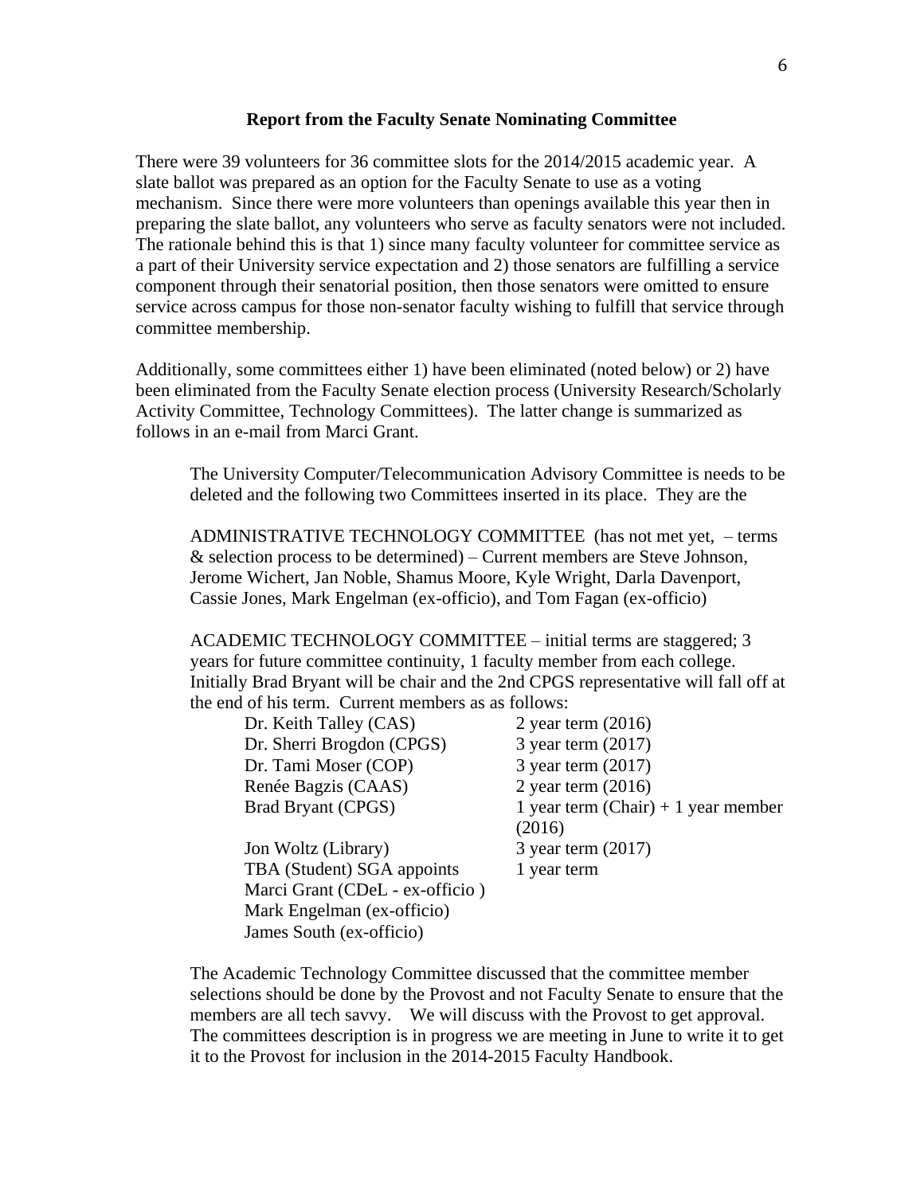### Report from the Faculty Senate Nominating Committee

There were 39 volunteers for 36 committee slots for the 2014/2015 academic year. A slate ballot was prepared as an option for the Faculty Senate to use as a voting mechanism. Since there were more volunteers than openings available this year then in preparing the slate ballot, any volunteers who serve as faculty senators were not included. The rationale behind this is that 1) since many faculty volunteer for committee service as a part of their University service expectation and 2) those senators are fulfilling a service component through their senatorial position, then those senators were omitted to ensure service across campus for those non-senator faculty wishing to fulfill that service through committee membership.

Additionally, some committees either 1) have been eliminated (noted below) or 2) have been eliminated from the Faculty Senate election process (University Research/Scholarly Activity Committee, Technology Committees). The latter change is summarized as follows in an e-mail from Marci Grant.

> The University Computer/Telecommunication Advisory Committee is needs to be deleted and the following two Committees inserted in its place. They are the
>
> ADMINISTRATIVE TECHNOLOGY COMMITTEE (has not met yet, – terms & selection process to be determined) – Current members are Steve Johnson, Jerome Wichert, Jan Noble, Shamus Moore, Kyle Wright, Darla Davenport, Cassie Jones, Mark Engelman (ex-officio), and Tom Fagan (ex-officio)
>
> ACADEMIC TECHNOLOGY COMMITTEE – initial terms are staggered; 3 years for future committee continuity, 1 faculty member from each college. Initially Brad Bryant will be chair and the 2nd CPGS representative will fall off at the end of his term. Current members as as follows:
>
> | | |
> |---|---|
> | Dr. Keith Talley (CAS) | 2 year term (2016) |
> | Dr. Sherri Brogdon (CPGS) | 3 year term (2017) |
> | Dr. Tami Moser (COP) | 3 year term (2017) |
> | Renée Bagzis (CAAS) | 2 year term (2016) |
> | Brad Bryant (CPGS) | 1 year term (Chair) + 1 year member (2016) |
> | Jon Woltz (Library) | 3 year term (2017) |
> | TBA (Student) SGA appoints | 1 year term |
> | Marci Grant (CDeL - ex-officio ) | |
> | Mark Engelman (ex-officio) | |
> | James South (ex-officio) | |
>
> The Academic Technology Committee discussed that the committee member selections should be done by the Provost and not Faculty Senate to ensure that the members are all tech savvy. We will discuss with the Provost to get approval. The committees description is in progress we are meeting in June to write it to get it to the Provost for inclusion in the 2014-2015 Faculty Handbook.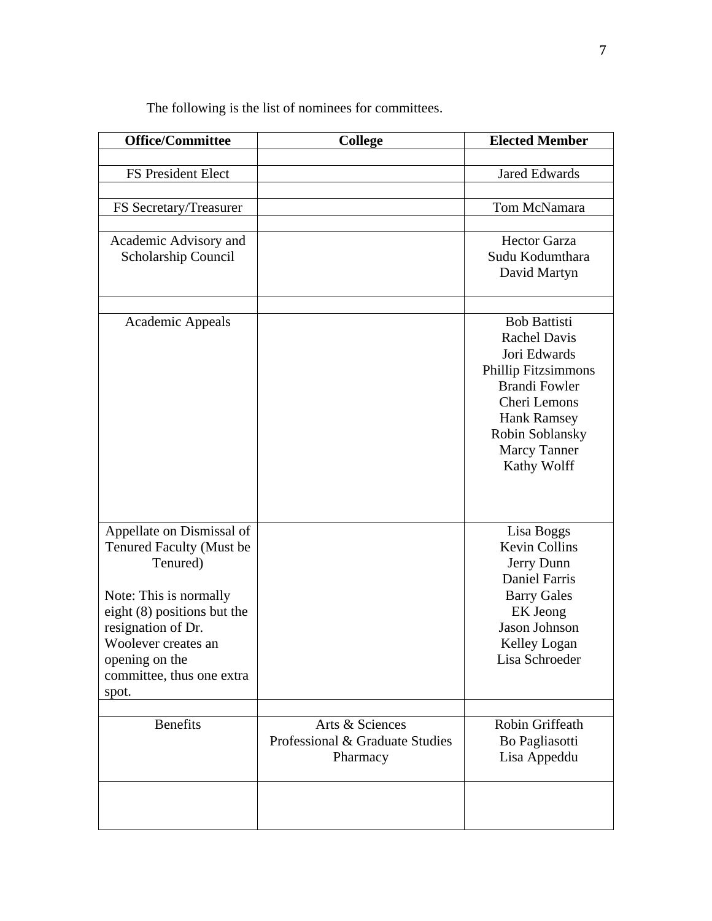The following is the list of nominees for committees.

| Office/Committee | College | Elected Member |
|---|---|---|
| | | |
| FS President Elect | | Jared Edwards |
| | | |
| FS Secretary/Treasurer | | Tom McNamara |
| | | |
| Academic Advisory and Scholarship Council | | Hector Garza<br>Sudu Kodumthara<br>David Martyn |
| | | |
| Academic Appeals | | Bob Battisti<br>Rachel Davis<br>Jori Edwards<br>Phillip Fitzsimmons<br>Brandi Fowler<br>Cheri Lemons<br>Hank Ramsey<br>Robin Soblansky<br>Marcy Tanner<br>Kathy Wolff |
| Appellate on Dismissal of Tenured Faculty (Must be Tenured)<br><br>Note: This is normally eight (8) positions but the resignation of Dr. Woolever creates an opening on the committee, thus one extra spot. | | Lisa Boggs<br>Kevin Collins<br>Jerry Dunn<br>Daniel Farris<br>Barry Gales<br>EK Jeong<br>Jason Johnson<br>Kelley Logan<br>Lisa Schroeder |
| | | |
| Benefits | Arts & Sciences<br>Professional & Graduate Studies<br>Pharmacy | Robin Griffeath<br>Bo Pagliasotti<br>Lisa Appeddu |
| | | |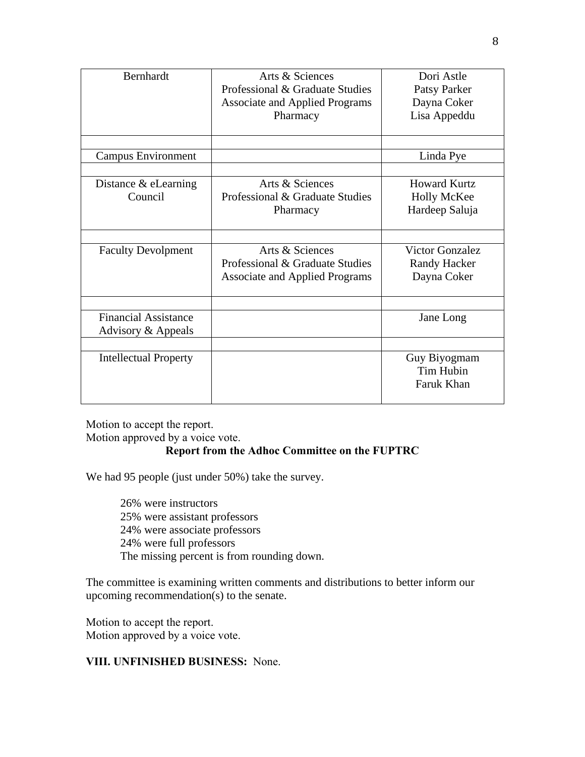| Bernhardt | Arts & Sciences<br>Professional & Graduate Studies<br>Associate and Applied Programs<br>Pharmacy | Dori Astle<br>Patsy Parker<br>Dayna Coker<br>Lisa Appeddu |
|---|---|---|
| | | |
| Campus Environment | | Linda Pye |
| | | |
| Distance & eLearning Council | Arts & Sciences<br>Professional & Graduate Studies<br>Pharmacy | Howard Kurtz<br>Holly McKee<br>Hardeep Saluja |
| | | |
| Faculty Devolpment | Arts & Sciences<br>Professional & Graduate Studies<br>Associate and Applied Programs | Victor Gonzalez<br>Randy Hacker<br>Dayna Coker |
| | | |
| Financial Assistance Advisory & Appeals | | Jane Long |
| | | |
| Intellectual Property | | Guy Biyogmam<br>Tim Hubin<br>Faruk Khan |

Motion to accept the report.
Motion approved by a voice vote.

**Report from the Adhoc Committee on the FUPTRC**

We had 95 people (just under 50%) take the survey.

26% were instructors
25% were assistant professors
24% were associate professors
24% were full professors
The missing percent is from rounding down.

The committee is examining written comments and distributions to better inform our upcoming recommendation(s) to the senate.

Motion to accept the report.
Motion approved by a voice vote.

**VIII. UNFINISHED BUSINESS:** None.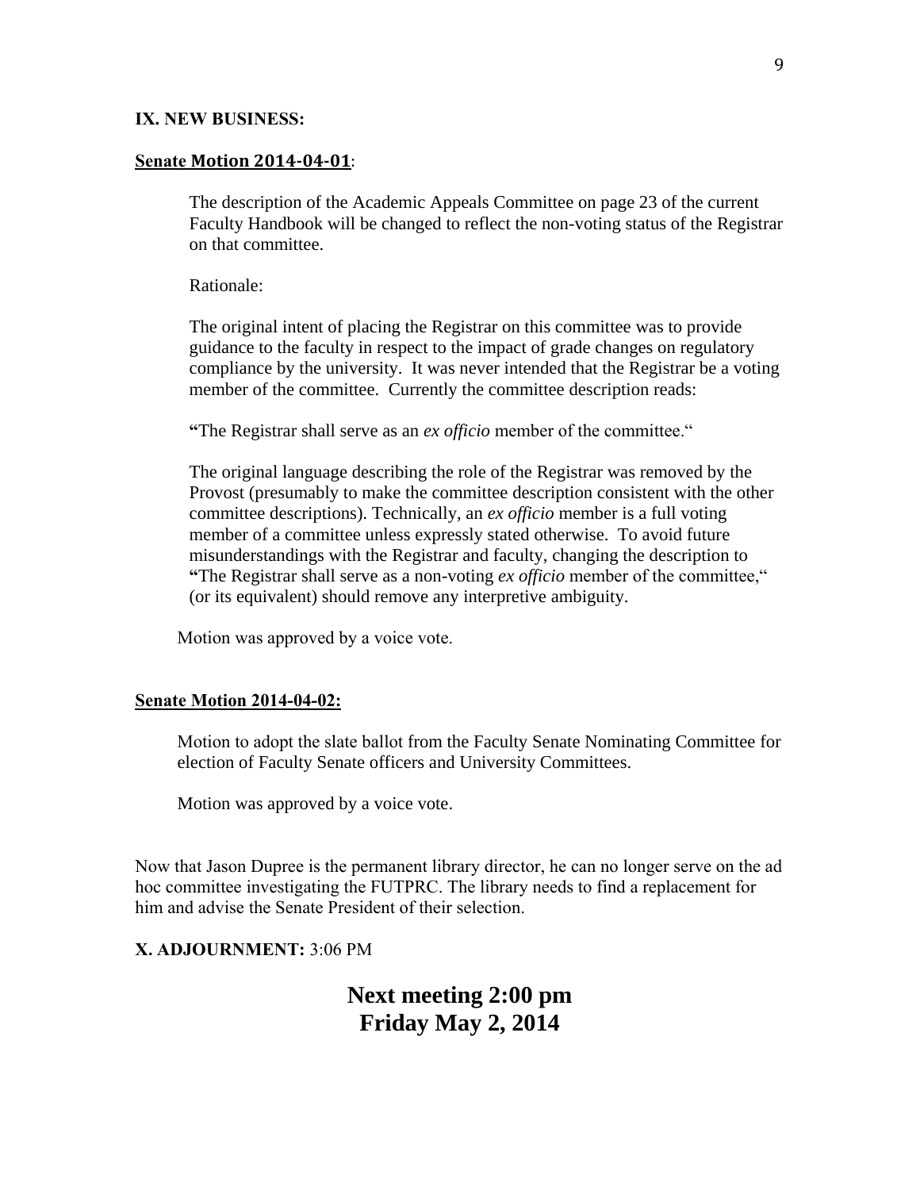## IX. NEW BUSINESS:

**Senate Motion 2014-04-01**:

The description of the Academic Appeals Committee on page 23 of the current Faculty Handbook will be changed to reflect the non-voting status of the Registrar on that committee.

Rationale:

The original intent of placing the Registrar on this committee was to provide guidance to the faculty in respect to the impact of grade changes on regulatory compliance by the university. It was never intended that the Registrar be a voting member of the committee. Currently the committee description reads:

**"**The Registrar shall serve as an *ex officio* member of the committee."

The original language describing the role of the Registrar was removed by the Provost (presumably to make the committee description consistent with the other committee descriptions). Technically, an *ex officio* member is a full voting member of a committee unless expressly stated otherwise. To avoid future misunderstandings with the Registrar and faculty, changing the description to **"**The Registrar shall serve as a non-voting *ex officio* member of the committee," (or its equivalent) should remove any interpretive ambiguity.

Motion was approved by a voice vote.

**Senate Motion 2014-04-02:**

Motion to adopt the slate ballot from the Faculty Senate Nominating Committee for election of Faculty Senate officers and University Committees.

Motion was approved by a voice vote.

Now that Jason Dupree is the permanent library director, he can no longer serve on the ad hoc committee investigating the FUTPRC. The library needs to find a replacement for him and advise the Senate President of their selection.

## X. ADJOURNMENT: 3:06 PM

**Next meeting 2:00 pm**
**Friday May 2, 2014**